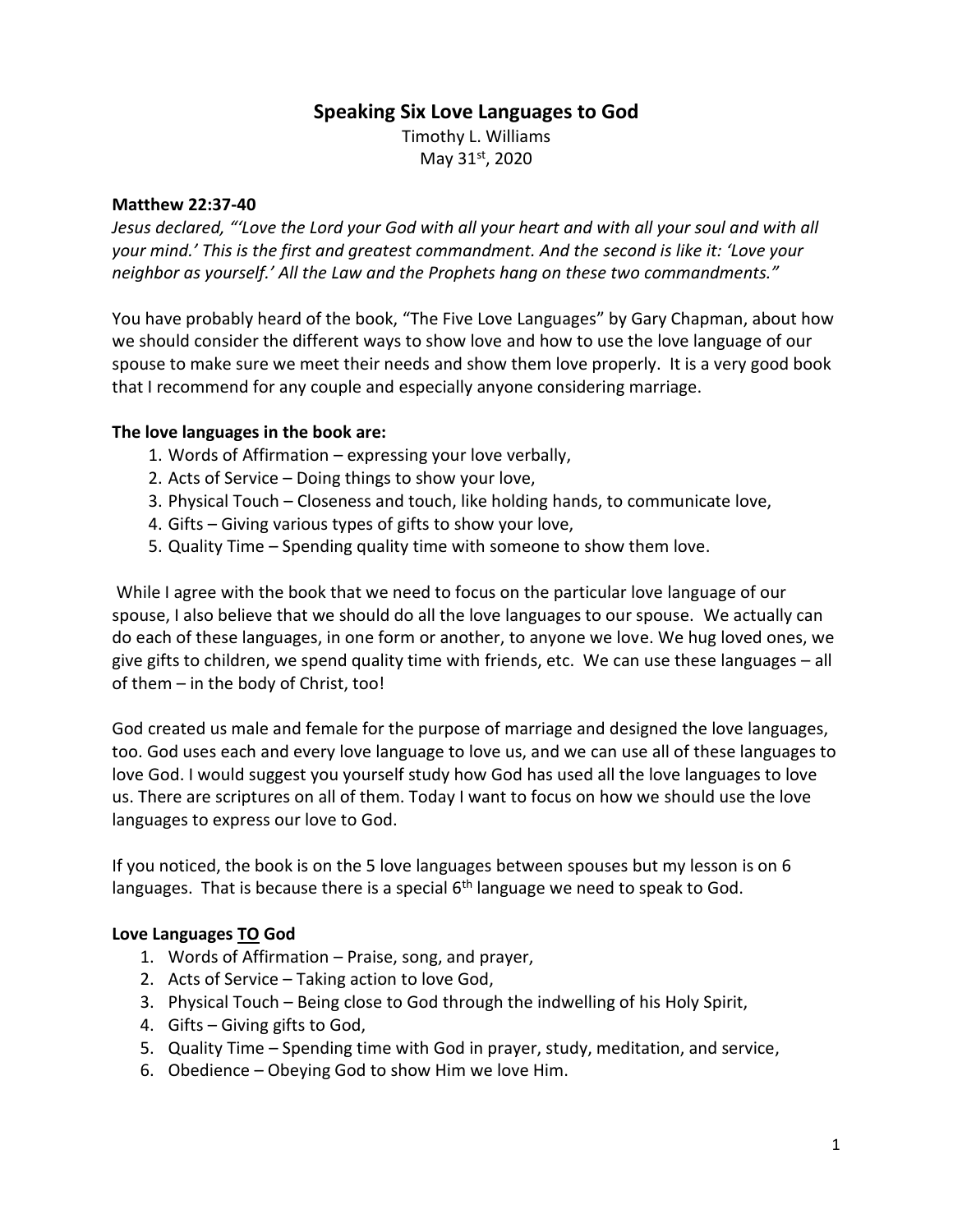# Speaking Six Love Languages to God

Timothy L. Williams
May 31st, 2020

**Matthew 22:37-40**
*Jesus declared, "'Love the Lord your God with all your heart and with all your soul and with all your mind.' This is the first and greatest commandment. And the second is like it: 'Love your neighbor as yourself.' All the Law and the Prophets hang on these two commandments."*

You have probably heard of the book, "The Five Love Languages" by Gary Chapman, about how we should consider the different ways to show love and how to use the love language of our spouse to make sure we meet their needs and show them love properly. It is a very good book that I recommend for any couple and especially anyone considering marriage.

**The love languages in the book are:**

1. Words of Affirmation – expressing your love verbally,
2. Acts of Service – Doing things to show your love,
3. Physical Touch – Closeness and touch, like holding hands, to communicate love,
4. Gifts – Giving various types of gifts to show your love,
5. Quality Time – Spending quality time with someone to show them love.

While I agree with the book that we need to focus on the particular love language of our spouse, I also believe that we should do all the love languages to our spouse. We actually can do each of these languages, in one form or another, to anyone we love. We hug loved ones, we give gifts to children, we spend quality time with friends, etc. We can use these languages – all of them – in the body of Christ, too!

God created us male and female for the purpose of marriage and designed the love languages, too. God uses each and every love language to love us, and we can use all of these languages to love God. I would suggest you yourself study how God has used all the love languages to love us. There are scriptures on all of them. Today I want to focus on how we should use the love languages to express our love to God.

If you noticed, the book is on the 5 love languages between spouses but my lesson is on 6 languages. That is because there is a special 6th language we need to speak to God.

**Love Languages TO God**

1. Words of Affirmation – Praise, song, and prayer,
2. Acts of Service – Taking action to love God,
3. Physical Touch – Being close to God through the indwelling of his Holy Spirit,
4. Gifts – Giving gifts to God,
5. Quality Time – Spending time with God in prayer, study, meditation, and service,
6. Obedience – Obeying God to show Him we love Him.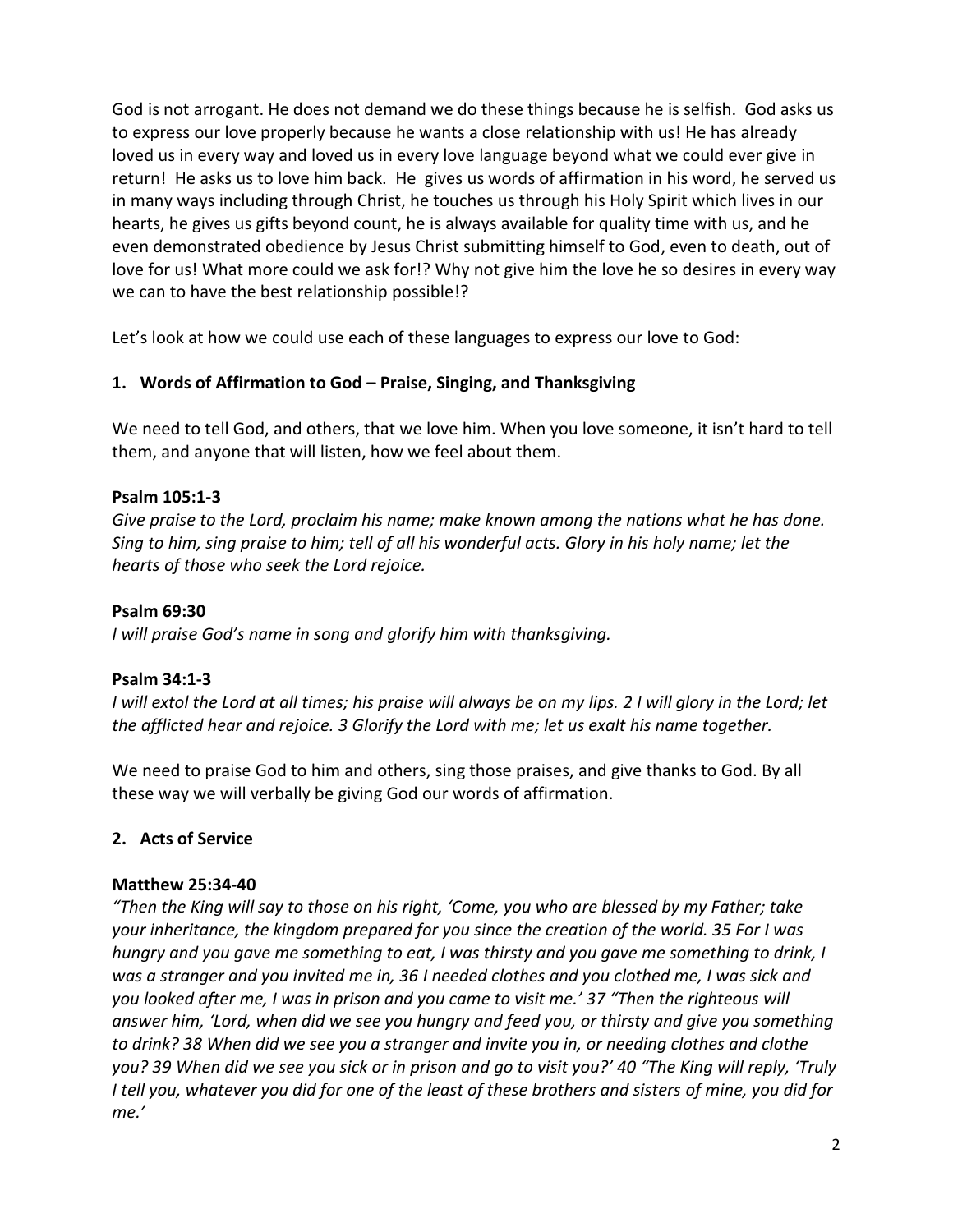God is not arrogant. He does not demand we do these things because he is selfish. God asks us to express our love properly because he wants a close relationship with us! He has already loved us in every way and loved us in every love language beyond what we could ever give in return! He asks us to love him back. He gives us words of affirmation in his word, he served us in many ways including through Christ, he touches us through his Holy Spirit which lives in our hearts, he gives us gifts beyond count, he is always available for quality time with us, and he even demonstrated obedience by Jesus Christ submitting himself to God, even to death, out of love for us! What more could we ask for!? Why not give him the love he so desires in every way we can to have the best relationship possible!?

Let's look at how we could use each of these languages to express our love to God:

### 1. Words of Affirmation to God – Praise, Singing, and Thanksgiving

We need to tell God, and others, that we love him. When you love someone, it isn't hard to tell them, and anyone that will listen, how we feel about them.

**Psalm 105:1-3**
*Give praise to the Lord, proclaim his name; make known among the nations what he has done. Sing to him, sing praise to him; tell of all his wonderful acts. Glory in his holy name; let the hearts of those who seek the Lord rejoice.*

**Psalm 69:30**
*I will praise God's name in song and glorify him with thanksgiving.*

**Psalm 34:1-3**
*I will extol the Lord at all times; his praise will always be on my lips. 2 I will glory in the Lord; let the afflicted hear and rejoice. 3 Glorify the Lord with me; let us exalt his name together.*

We need to praise God to him and others, sing those praises, and give thanks to God. By all these way we will verbally be giving God our words of affirmation.

### 2. Acts of Service

**Matthew 25:34-40**
*"Then the King will say to those on his right, 'Come, you who are blessed by my Father; take your inheritance, the kingdom prepared for you since the creation of the world. 35 For I was hungry and you gave me something to eat, I was thirsty and you gave me something to drink, I was a stranger and you invited me in, 36 I needed clothes and you clothed me, I was sick and you looked after me, I was in prison and you came to visit me.' 37 "Then the righteous will answer him, 'Lord, when did we see you hungry and feed you, or thirsty and give you something to drink? 38 When did we see you a stranger and invite you in, or needing clothes and clothe you? 39 When did we see you sick or in prison and go to visit you?' 40 "The King will reply, 'Truly I tell you, whatever you did for one of the least of these brothers and sisters of mine, you did for me.'*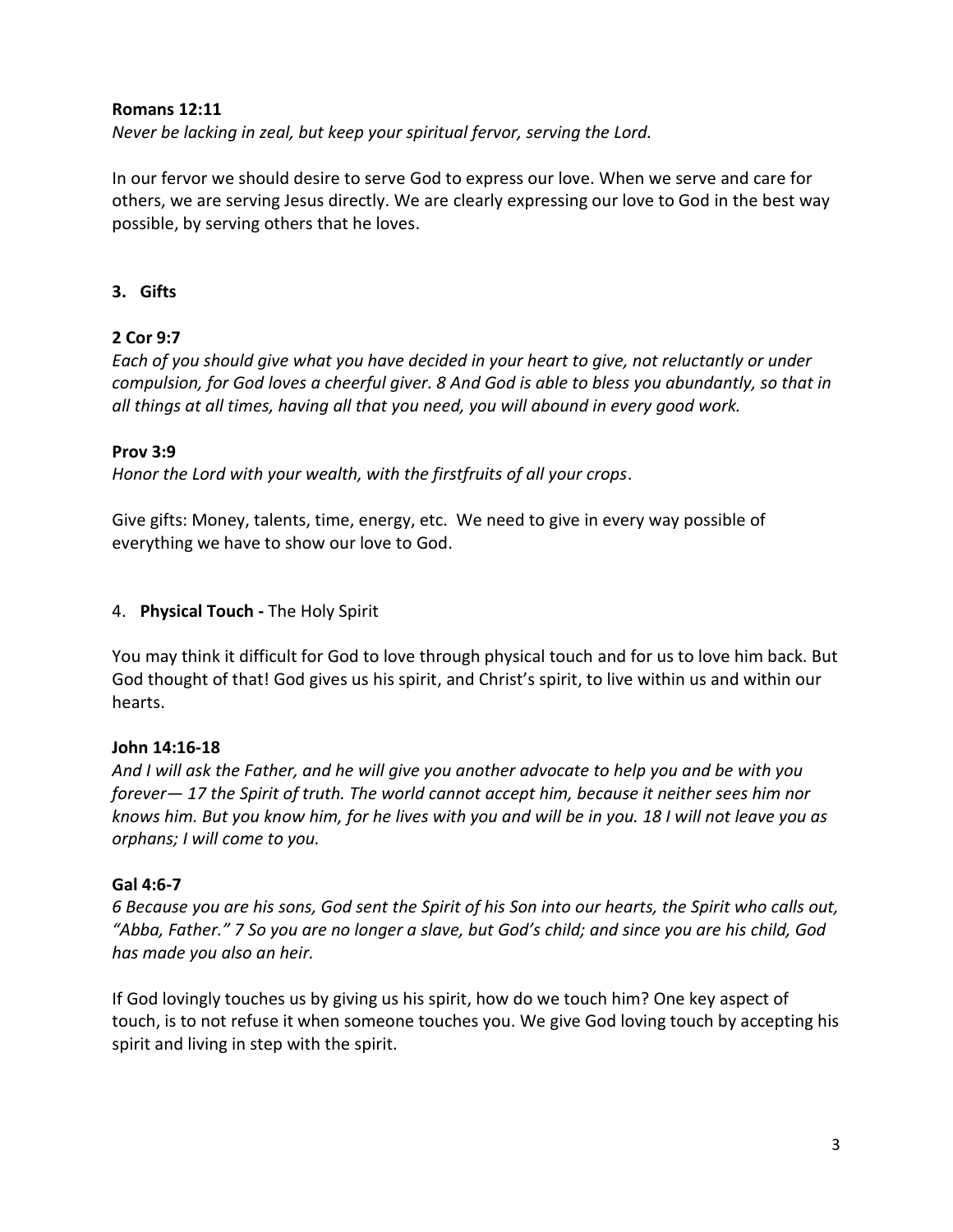**Romans 12:11**
*Never be lacking in zeal, but keep your spiritual fervor, serving the Lord.*

In our fervor we should desire to serve God to express our love. When we serve and care for others, we are serving Jesus directly. We are clearly expressing our love to God in the best way possible, by serving others that he loves.

### 3. Gifts

**2 Cor 9:7**
*Each of you should give what you have decided in your heart to give, not reluctantly or under compulsion, for God loves a cheerful giver. 8 And God is able to bless you abundantly, so that in all things at all times, having all that you need, you will abound in every good work.*

**Prov 3:9**
*Honor the Lord with your wealth, with the firstfruits of all your crops*.

Give gifts: Money, talents, time, energy, etc. We need to give in every way possible of everything we have to show our love to God.

### 4. **Physical Touch -** The Holy Spirit

You may think it difficult for God to love through physical touch and for us to love him back. But God thought of that! God gives us his spirit, and Christ's spirit, to live within us and within our hearts.

**John 14:16-18**
*And I will ask the Father, and he will give you another advocate to help you and be with you forever— 17 the Spirit of truth. The world cannot accept him, because it neither sees him nor knows him. But you know him, for he lives with you and will be in you. 18 I will not leave you as orphans; I will come to you.*

**Gal 4:6-7**
*6 Because you are his sons, God sent the Spirit of his Son into our hearts, the Spirit who calls out, "Abba, Father." 7 So you are no longer a slave, but God's child; and since you are his child, God has made you also an heir.*

If God lovingly touches us by giving us his spirit, how do we touch him? One key aspect of touch, is to not refuse it when someone touches you. We give God loving touch by accepting his spirit and living in step with the spirit.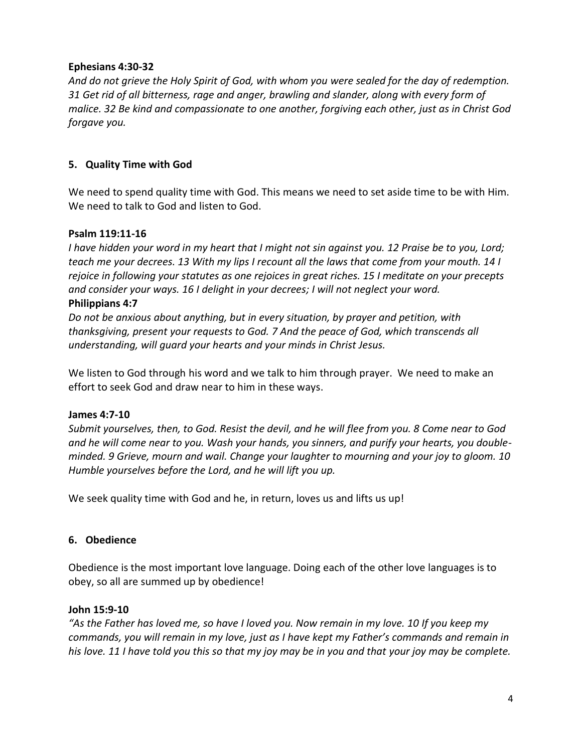**Ephesians 4:30-32**

*And do not grieve the Holy Spirit of God, with whom you were sealed for the day of redemption. 31 Get rid of all bitterness, rage and anger, brawling and slander, along with every form of malice. 32 Be kind and compassionate to one another, forgiving each other, just as in Christ God forgave you.*

## 5. Quality Time with God

We need to spend quality time with God. This means we need to set aside time to be with Him. We need to talk to God and listen to God.

**Psalm 119:11-16**

*I have hidden your word in my heart that I might not sin against you. 12 Praise be to you, Lord; teach me your decrees. 13 With my lips I recount all the laws that come from your mouth. 14 I rejoice in following your statutes as one rejoices in great riches. 15 I meditate on your precepts and consider your ways. 16 I delight in your decrees; I will not neglect your word.*

**Philippians 4:7**

*Do not be anxious about anything, but in every situation, by prayer and petition, with thanksgiving, present your requests to God. 7 And the peace of God, which transcends all understanding, will guard your hearts and your minds in Christ Jesus.*

We listen to God through his word and we talk to him through prayer. We need to make an effort to seek God and draw near to him in these ways.

**James 4:7-10**

*Submit yourselves, then, to God. Resist the devil, and he will flee from you. 8 Come near to God and he will come near to you. Wash your hands, you sinners, and purify your hearts, you double-minded. 9 Grieve, mourn and wail. Change your laughter to mourning and your joy to gloom. 10 Humble yourselves before the Lord, and he will lift you up.*

We seek quality time with God and he, in return, loves us and lifts us up!

## 6. Obedience

Obedience is the most important love language. Doing each of the other love languages is to obey, so all are summed up by obedience!

**John 15:9-10**

*"As the Father has loved me, so have I loved you. Now remain in my love. 10 If you keep my commands, you will remain in my love, just as I have kept my Father's commands and remain in his love. 11 I have told you this so that my joy may be in you and that your joy may be complete.*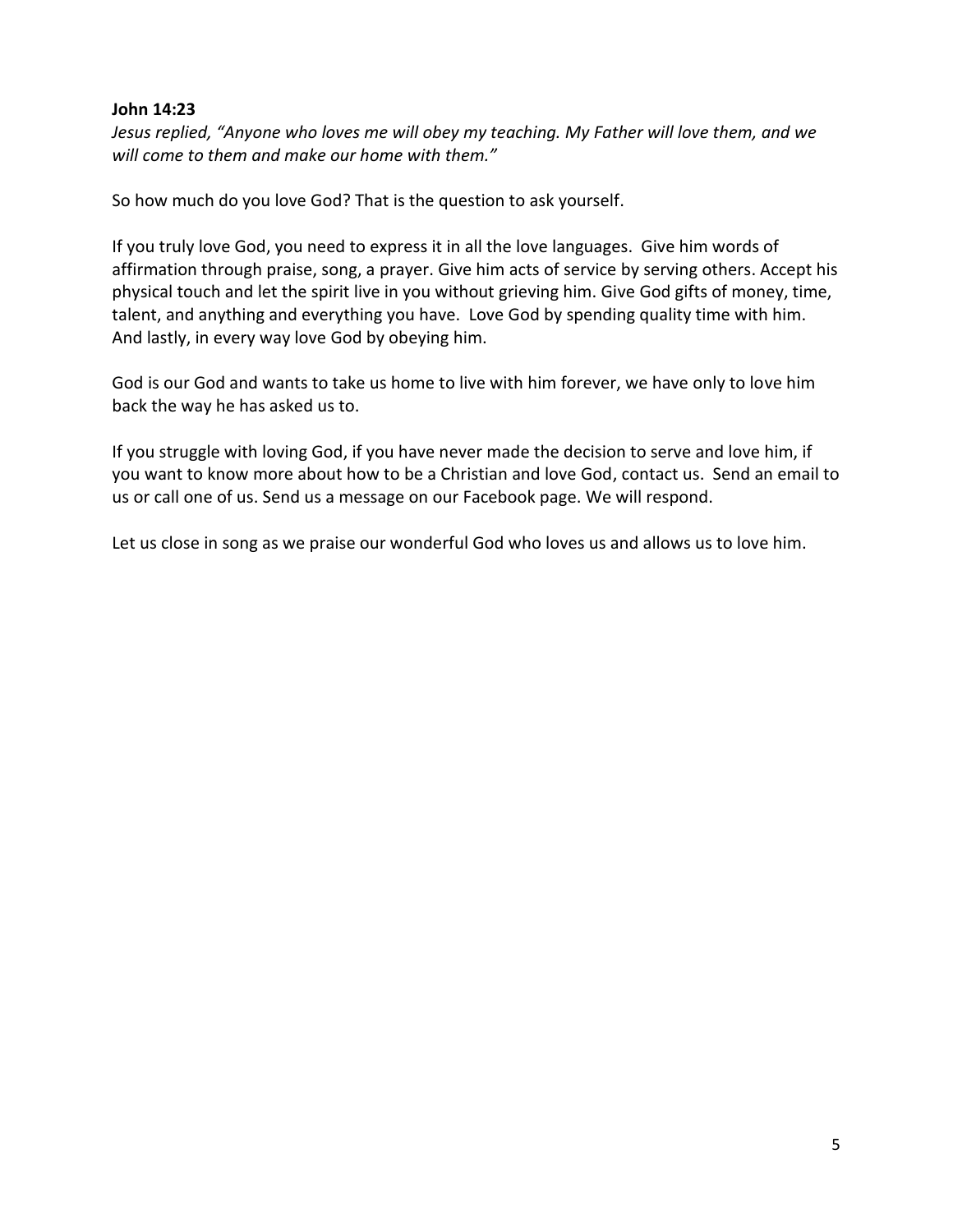**John 14:23**

*Jesus replied, "Anyone who loves me will obey my teaching. My Father will love them, and we will come to them and make our home with them."*

So how much do you love God? That is the question to ask yourself.

If you truly love God, you need to express it in all the love languages. Give him words of affirmation through praise, song, a prayer. Give him acts of service by serving others. Accept his physical touch and let the spirit live in you without grieving him. Give God gifts of money, time, talent, and anything and everything you have. Love God by spending quality time with him. And lastly, in every way love God by obeying him.

God is our God and wants to take us home to live with him forever, we have only to love him back the way he has asked us to.

If you struggle with loving God, if you have never made the decision to serve and love him, if you want to know more about how to be a Christian and love God, contact us. Send an email to us or call one of us. Send us a message on our Facebook page. We will respond.

Let us close in song as we praise our wonderful God who loves us and allows us to love him.